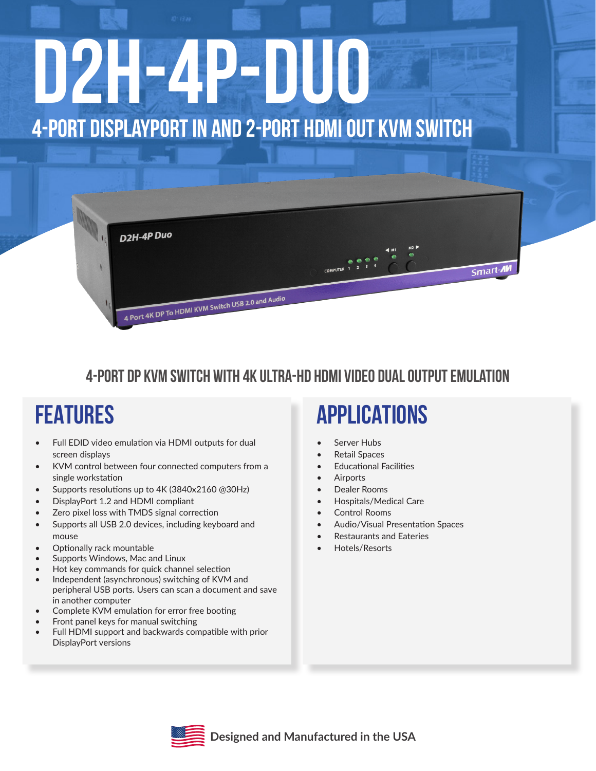# D2H-4P-DUO

## 4-PORT DISPLAYPORT IN AND 2-PORT HDMI OUT KVM SWITCH

### 4-PORT DP KVM SWITCH WITH 4K ULTRA-HD HDMI VIDEO DUAL OUTPUT EMULATION

## FEATURES

- Full EDID video emulation via HDMI outputs for dual screen displays
- KVM control between four connected computers from a single workstation
- Supports resolutions up to 4K (3840x2160 @30Hz)
- DisplayPort 1.2 and HDMI compliant
- Zero pixel loss with TMDS signal correction
- Supports all USB 2.0 devices, including keyboard and mouse
- Optionally rack mountable
- Supports Windows, Mac and Linux
- Hot key commands for quick channel selection
- Independent (asynchronous) switching of KVM and peripheral USB ports. Users can scan a document and save in another computer
- Complete KVM emulation for error free booting
- Front panel keys for manual switching
- Full HDMI support and backwards compatible with prior DisplayPort versions

## APPLICATIONS

- Server Hubs
- Retail Spaces
- Educational Facilities
- Airports
- Dealer Rooms
- Hospitals/Medical Care
- Control Rooms
- Audio/Visual Presentation Spaces
- Restaurants and Eateries
- Hotels/Resorts

**Designed and Manufactured in the USA**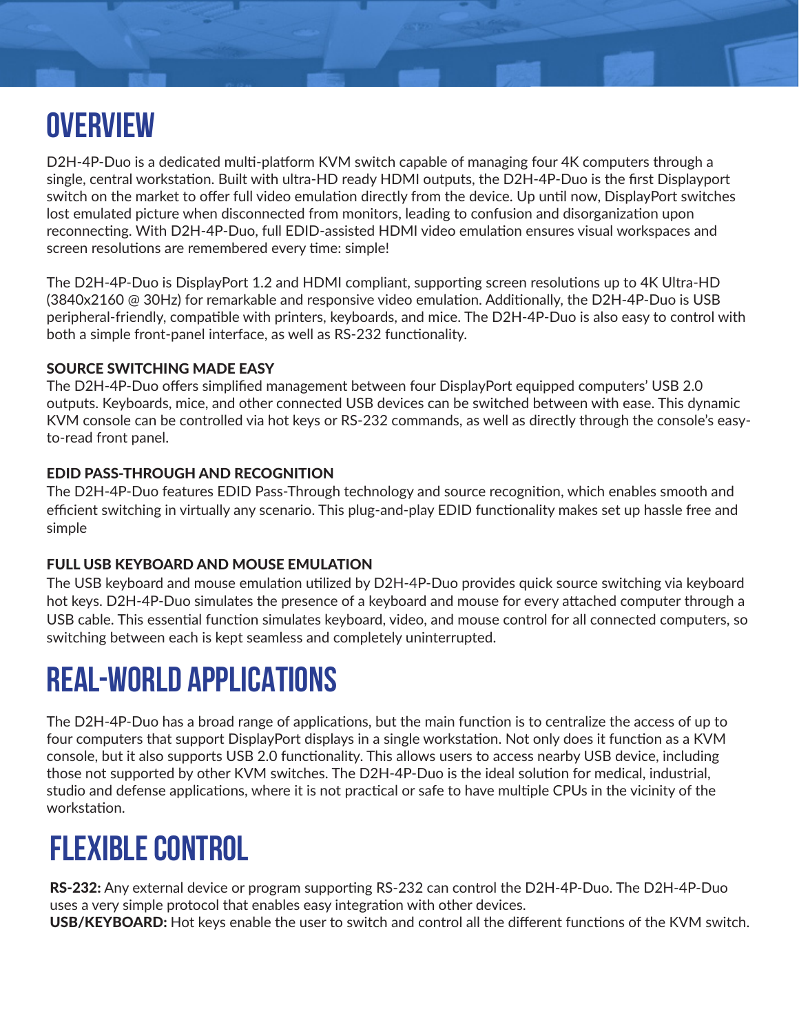# OVERVIEW

D2H-4P-Duo is a dedicated multi-platform KVM switch capable of managing four 4K computers through a single, central workstation. Built with ultra-HD ready HDMI outputs, the D2H-4P-Duo is the first Displayport switch on the market to offer full video emulation directly from the device. Up until now, DisplayPort switches lost emulated picture when disconnected from monitors, leading to confusion and disorganization upon reconnecting. With D2H-4P-Duo, full EDID-assisted HDMI video emulation ensures visual workspaces and screen resolutions are remembered every time: simple!

The D2H-4P-Duo is DisplayPort 1.2 and HDMI compliant, supporting screen resolutions up to 4K Ultra-HD (3840x2160 @ 30Hz) for remarkable and responsive video emulation. Additionally, the D2H-4P-Duo is USB peripheral-friendly, compatible with printers, keyboards, and mice. The D2H-4P-Duo is also easy to control with both a simple front-panel interface, as well as RS-232 functionality.

### SOURCE SWITCHING MADE EASY

The D2H-4P-Duo offers simplified management between four DisplayPort equipped computers' USB 2.0 outputs. Keyboards, mice, and other connected USB devices can be switched between with ease. This dynamic KVM console can be controlled via hot keys or RS-232 commands, as well as directly through the console's easy-to-read front panel.

### EDID PASS-THROUGH AND RECOGNITION

The D2H-4P-Duo features EDID Pass-Through technology and source recognition, which enables smooth and efficient switching in virtually any scenario. This plug-and-play EDID functionality makes set up hassle free and simple

### FULL USB KEYBOARD AND MOUSE EMULATION

The USB keyboard and mouse emulation utilized by D2H-4P-Duo provides quick source switching via keyboard hot keys. D2H-4P-Duo simulates the presence of a keyboard and mouse for every attached computer through a USB cable. This essential function simulates keyboard, video, and mouse control for all connected computers, so switching between each is kept seamless and completely uninterrupted.

# REAL-WORLD APPLICATIONS

The D2H-4P-Duo has a broad range of applications, but the main function is to centralize the access of up to four computers that support DisplayPort displays in a single workstation. Not only does it function as a KVM console, but it also supports USB 2.0 functionality. This allows users to access nearby USB device, including those not supported by other KVM switches. The D2H-4P-Duo is the ideal solution for medical, industrial, studio and defense applications, where it is not practical or safe to have multiple CPUs in the vicinity of the workstation.

# FLEXIBLE CONTROL

**RS-232:** Any external device or program supporting RS-232 can control the D2H-4P-Duo. The D2H-4P-Duo uses a very simple protocol that enables easy integration with other devices.
**USB/KEYBOARD:** Hot keys enable the user to switch and control all the different functions of the KVM switch.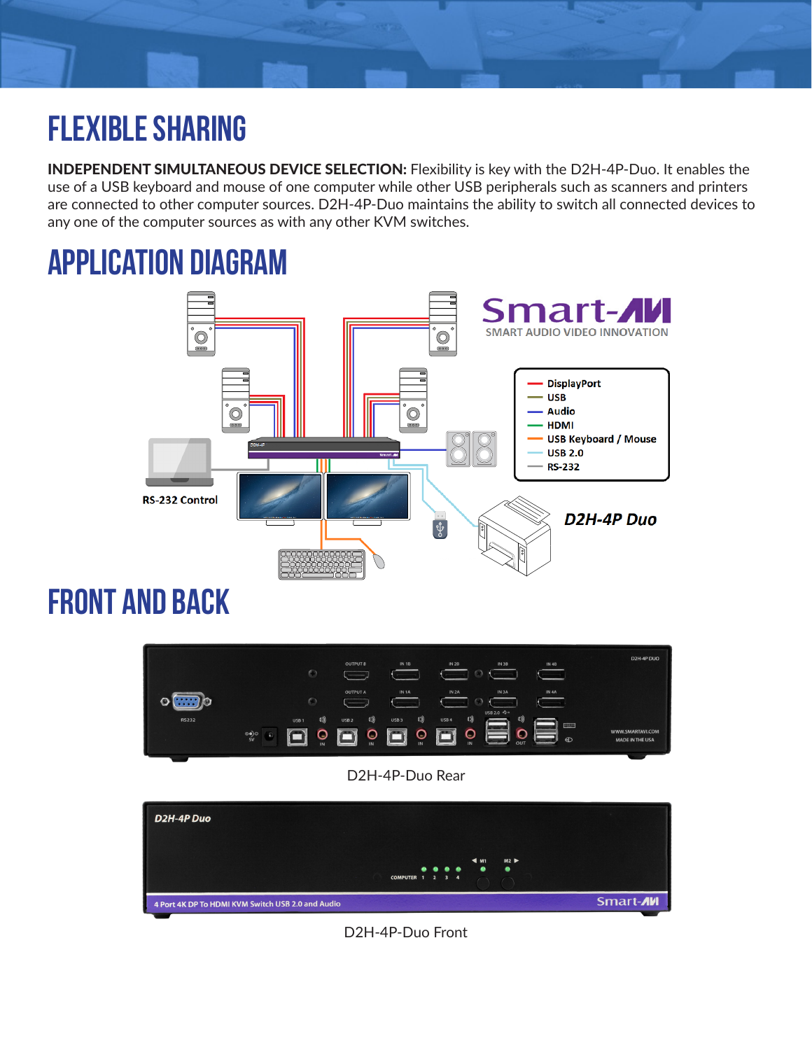# FLEXIBLE SHARING

**INDEPENDENT SIMULTANEOUS DEVICE SELECTION:** Flexibility is key with the D2H-4P-Duo. It enables the use of a USB keyboard and mouse of one computer while other USB peripherals such as scanners and printers are connected to other computer sources. D2H-4P-Duo maintains the ability to switch all connected devices to any one of the computer sources as with any other KVM switches.

# APPLICATION DIAGRAM

Smart-AVI
SMART AUDIO VIDEO INNOVATION

- DisplayPort
- USB
- Audio
- HDMI
- USB Keyboard / Mouse
- USB 2.0
- RS-232

RS-232 Control

D2H-4P Duo

# FRONT AND BACK

D2H-4P-Duo Rear

D2H-4P-Duo Front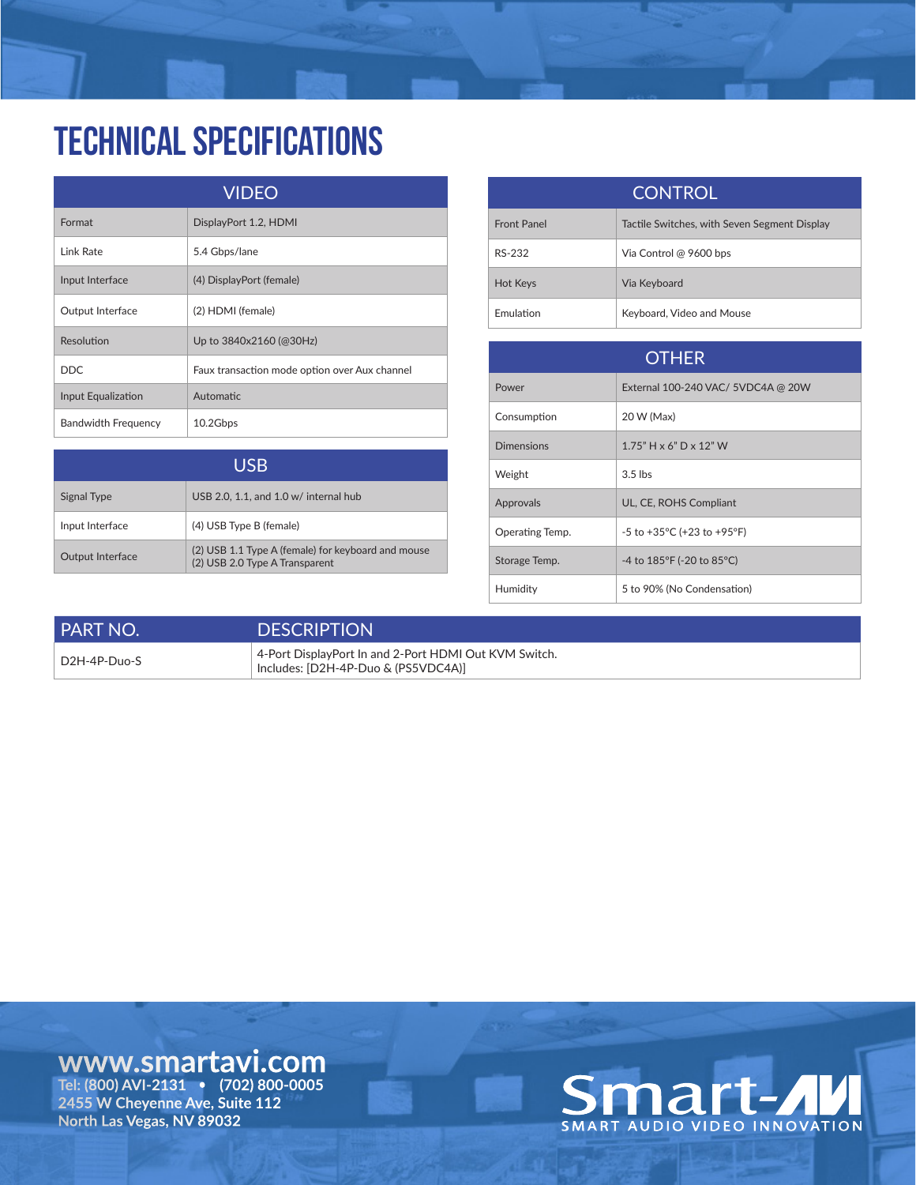# TECHNICAL SPECIFICATIONS

| VIDEO | |
| --- | --- |
| Format | DisplayPort 1.2, HDMI |
| Link Rate | 5.4 Gbps/lane |
| Input Interface | (4) DisplayPort (female) |
| Output Interface | (2) HDMI (female) |
| Resolution | Up to 3840x2160 (@30Hz) |
| DDC | Faux transaction mode option over Aux channel |
| Input Equalization | Automatic |
| Bandwidth Frequency | 10.2Gbps |

| USB | |
| --- | --- |
| Signal Type | USB 2.0, 1.1, and 1.0 w/ internal hub |
| Input Interface | (4) USB Type B (female) |
| Output Interface | (2) USB 1.1 Type A (female) for keyboard and mouse<br>(2) USB 2.0 Type A Transparent |

| CONTROL | |
| --- | --- |
| Front Panel | Tactile Switches, with Seven Segment Display |
| RS-232 | Via Control @ 9600 bps |
| Hot Keys | Via Keyboard |
| Emulation | Keyboard, Video and Mouse |

| OTHER | |
| --- | --- |
| Power | External 100-240 VAC/ 5VDC4A @ 20W |
| Consumption | 20 W (Max) |
| Dimensions | 1.75" H x 6" D x 12" W |
| Weight | 3.5 lbs |
| Approvals | UL, CE, ROHS Compliant |
| Operating Temp. | -5 to +35°C (+23 to +95°F) |
| Storage Temp. | -4 to 185°F (-20 to 85°C) |
| Humidity | 5 to 90% (No Condensation) |

| PART NO. | DESCRIPTION |
| --- | --- |
| D2H-4P-Duo-S | 4-Port DisplayPort In and 2-Port HDMI Out KVM Switch.<br>Includes: [D2H-4P-Duo & (PS5VDC4A)] |

www.smartavi.com
Tel: (800) AVI-2131 • (702) 800-0005
2455 W Cheyenne Ave, Suite 112
North Las Vegas, NV 89032

Smart-AVI
SMART AUDIO VIDEO INNOVATION